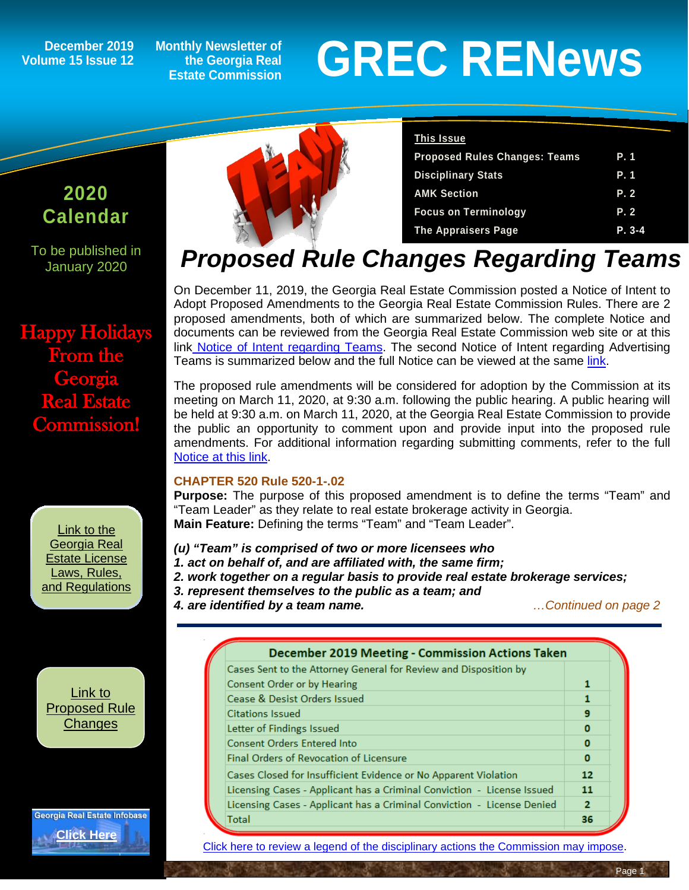December 2019
Volume 15 Issue 12

Monthly Newsletter of the Georgia Real Estate Commission

# GREC RENews

| This Issue | |
|---|---|
| Proposed Rules Changes: Teams | P. 1 |
| Disciplinary Stats | P. 1 |
| AMK Section | P. 2 |
| Focus on Terminology | P. 2 |
| The Appraisers Page | P. 3-4 |

**2020 Calendar**

To be published in January 2020

Happy Holidays From the Georgia Real Estate Commission!

Link to the Georgia Real Estate License Laws, Rules, and Regulations

Link to Proposed Rule Changes

Georgia Real Estate Infobase
Click Here

## *Proposed Rule Changes Regarding Teams*

On December 11, 2019, the Georgia Real Estate Commission posted a Notice of Intent to Adopt Proposed Amendments to the Georgia Real Estate Commission Rules. There are 2 proposed amendments, both of which are summarized below. The complete Notice and documents can be reviewed from the Georgia Real Estate Commission web site or at this link Notice of Intent regarding Teams. The second Notice of Intent regarding Advertising Teams is summarized below and the full Notice can be viewed at the same link.

The proposed rule amendments will be considered for adoption by the Commission at its meeting on March 11, 2020, at 9:30 a.m. following the public hearing. A public hearing will be held at 9:30 a.m. on March 11, 2020, at the Georgia Real Estate Commission to provide the public an opportunity to comment upon and provide input into the proposed rule amendments. For additional information regarding submitting comments, refer to the full Notice at this link.

### CHAPTER 520 Rule 520-1-.02

**Purpose:** The purpose of this proposed amendment is to define the terms “Team” and “Team Leader” as they relate to real estate brokerage activity in Georgia.
**Main Feature:** Defining the terms “Team” and “Team Leader”.

***(u) “Team” is comprised of two or more licensees who***
***1. act on behalf of, and are affiliated with, the same firm;***
***2. work together on a regular basis to provide real estate brokerage services;***
***3. represent themselves to the public as a team; and***
***4. are identified by a team name.***

*…Continued on page 2*

| December 2019 Meeting - Commission Actions Taken | |
|---|---|
| Cases Sent to the Attorney General for Review and Disposition by Consent Order or by Hearing | 1 |
| Cease & Desist Orders Issued | 1 |
| Citations Issued | 9 |
| Letter of Findings Issued | 0 |
| Consent Orders Entered Into | 0 |
| Final Orders of Revocation of Licensure | 0 |
| Cases Closed for Insufficient Evidence or No Apparent Violation | 12 |
| Licensing Cases - Applicant has a Criminal Conviction - License Issued | 11 |
| Licensing Cases - Applicant has a Criminal Conviction - License Denied | 2 |
| Total | 36 |

Click here to review a legend of the disciplinary actions the Commission may impose.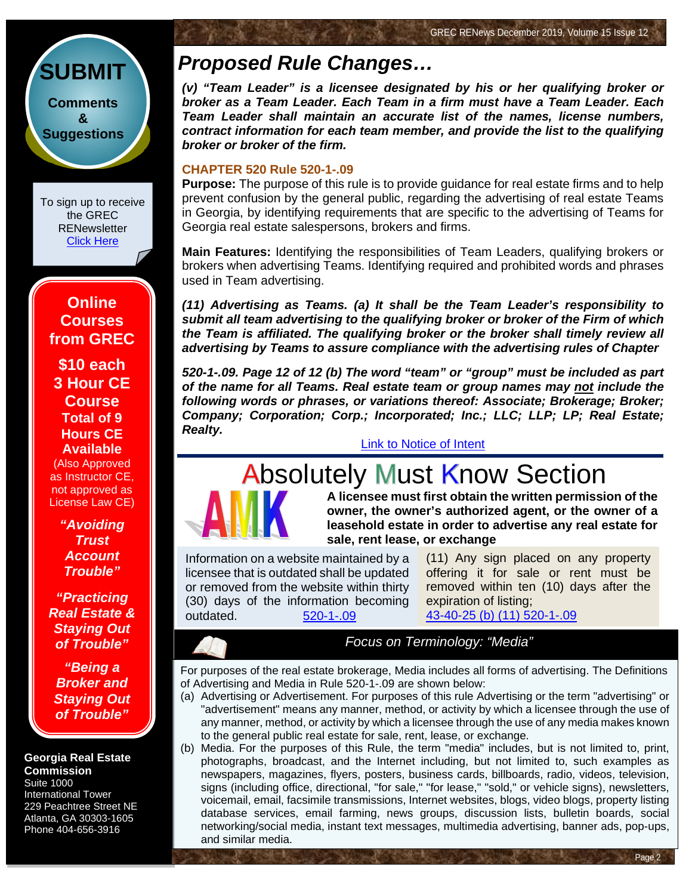## Proposed Rule Changes…

***(v) "Team Leader" is a licensee designated by his or her qualifying broker or broker as a Team Leader. Each Team in a firm must have a Team Leader. Each Team Leader shall maintain an accurate list of the names, license numbers, contract information for each team member, and provide the list to the qualifying broker or broker of the firm.***

### CHAPTER 520 Rule 520-1-.09

**Purpose:** The purpose of this rule is to provide guidance for real estate firms and to help prevent confusion by the general public, regarding the advertising of real estate Teams in Georgia, by identifying requirements that are specific to the advertising of Teams for Georgia real estate salespersons, brokers and firms.

**Main Features:** Identifying the responsibilities of Team Leaders, qualifying brokers or brokers when advertising Teams. Identifying required and prohibited words and phrases used in Team advertising.

***(11) Advertising as Teams. (a) It shall be the Team Leader's responsibility to submit all team advertising to the qualifying broker or broker of the Firm of which the Team is affiliated. The qualifying broker or the broker shall timely review all advertising by Teams to assure compliance with the advertising rules of Chapter***

***520-1-.09. Page 12 of 12 (b) The word "team" or "group" must be included as part of the name for all Teams. Real estate team or group names may <u>not</u> include the following words or phrases, or variations thereof: Associate; Brokerage; Broker; Company; Corporation; Corp.; Incorporated; Inc.; LLC; LLP; LP; Real Estate; Realty.***

[Link to Notice of Intent]

## Absolutely Must Know Section

AMK

**A licensee must first obtain the written permission of the owner, the owner's authorized agent, or the owner of a leasehold estate in order to advertise any real estate for sale, rent lease, or exchange**

Information on a website maintained by a licensee that is outdated shall be updated or removed from the website within thirty (30) days of the information becoming outdated. [520-1-.09]

(11) Any sign placed on any property offering it for sale or rent must be removed within ten (10) days after the expiration of listing; [43-40-25 (b) (11) 520-1-.09]

### *Focus on Terminology: "Media"*

For purposes of the real estate brokerage, Media includes all forms of advertising. The Definitions of Advertising and Media in Rule 520-1-.09 are shown below:

(a) Advertising or Advertisement. For purposes of this rule Advertising or the term "advertising" or "advertisement" means any manner, method, or activity by which a licensee through the use of any manner, method, or activity by which a licensee through the use of any media makes known to the general public real estate for sale, rent, lease, or exchange.

(b) Media. For the purposes of this Rule, the term "media" includes, but is not limited to, print, photographs, broadcast, and the Internet including, but not limited to, such examples as newspapers, magazines, flyers, posters, business cards, billboards, radio, videos, television, signs (including office, directional, "for sale," "for lease," "sold," or vehicle signs), newsletters, voicemail, email, facsimile transmissions, Internet websites, blogs, video blogs, property listing database services, email farming, news groups, discussion lists, bulletin boards, social networking/social media, instant text messages, multimedia advertising, banner ads, pop-ups, and similar media.

---

**SUBMIT** Comments & Suggestions

To sign up to receive the GREC RENewsletter [Click Here]

**Online Courses from GREC**

**$10 each**
**3 Hour CE Course**
**Total of 9 Hours CE Available**
(Also Approved as Instructor CE, not approved as License Law CE)

***"Avoiding Trust Account Trouble"***

***"Practicing Real Estate & Staying Out of Trouble"***

***"Being a Broker and Staying Out of Trouble"***

**Georgia Real Estate Commission**
Suite 1000
International Tower
229 Peachtree Street NE
Atlanta, GA 30303-1605
Phone 404-656-3916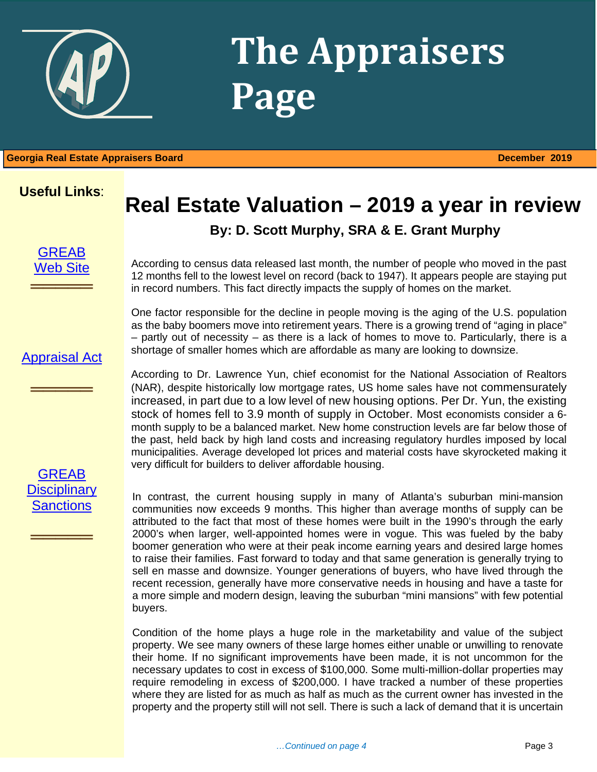# The Appraisers Page

**Georgia Real Estate Appraisers Board** **December 2019**

**Useful Links**:

GREAB Web Site

Appraisal Act

GREAB Disciplinary Sanctions

## Real Estate Valuation – 2019 a year in review

**By: D. Scott Murphy, SRA & E. Grant Murphy**

According to census data released last month, the number of people who moved in the past 12 months fell to the lowest level on record (back to 1947). It appears people are staying put in record numbers. This fact directly impacts the supply of homes on the market.

One factor responsible for the decline in people moving is the aging of the U.S. population as the baby boomers move into retirement years. There is a growing trend of "aging in place" – partly out of necessity – as there is a lack of homes to move to. Particularly, there is a shortage of smaller homes which are affordable as many are looking to downsize.

According to Dr. Lawrence Yun, chief economist for the National Association of Realtors (NAR), despite historically low mortgage rates, US home sales have not commensurately increased, in part due to a low level of new housing options. Per Dr. Yun, the existing stock of homes fell to 3.9 month of supply in October. Most economists consider a 6-month supply to be a balanced market. New home construction levels are far below those of the past, held back by high land costs and increasing regulatory hurdles imposed by local municipalities. Average developed lot prices and material costs have skyrocketed making it very difficult for builders to deliver affordable housing.

In contrast, the current housing supply in many of Atlanta's suburban mini-mansion communities now exceeds 9 months. This higher than average months of supply can be attributed to the fact that most of these homes were built in the 1990's through the early 2000's when larger, well-appointed homes were in vogue. This was fueled by the baby boomer generation who were at their peak income earning years and desired large homes to raise their families. Fast forward to today and that same generation is generally trying to sell en masse and downsize. Younger generations of buyers, who have lived through the recent recession, generally have more conservative needs in housing and have a taste for a more simple and modern design, leaving the suburban "mini mansions" with few potential buyers.

Condition of the home plays a huge role in the marketability and value of the subject property. We see many owners of these large homes either unable or unwilling to renovate their home. If no significant improvements have been made, it is not uncommon for the necessary updates to cost in excess of $100,000. Some multi-million-dollar properties may require remodeling in excess of $200,000. I have tracked a number of these properties where they are listed for as much as half as much as the current owner has invested in the property and the property still will not sell. There is such a lack of demand that it is uncertain

*…Continued on page 4*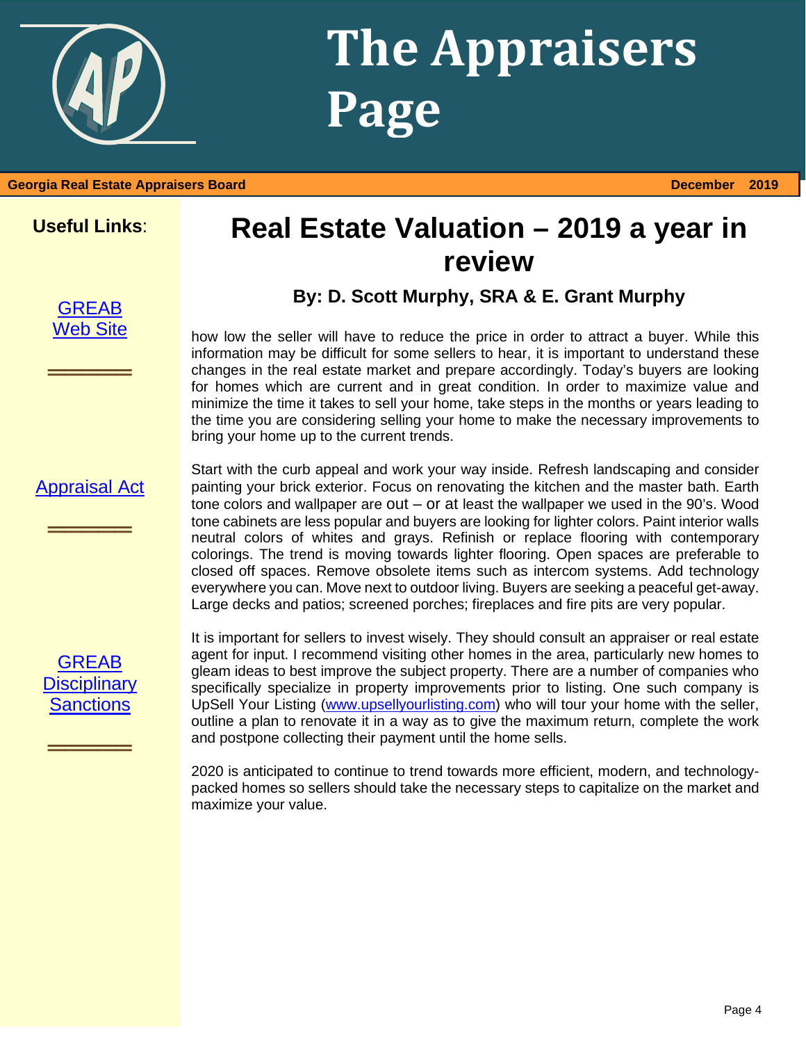# The Appraisers Page

**Georgia Real Estate Appraisers Board** — **December 2019**

**Useful Links**:

[GREAB Web Site]

[Appraisal Act]

[GREAB Disciplinary Sanctions]

## Real Estate Valuation – 2019 a year in review

### By: D. Scott Murphy, SRA & E. Grant Murphy

how low the seller will have to reduce the price in order to attract a buyer. While this information may be difficult for some sellers to hear, it is important to understand these changes in the real estate market and prepare accordingly. Today's buyers are looking for homes which are current and in great condition. In order to maximize value and minimize the time it takes to sell your home, take steps in the months or years leading to the time you are considering selling your home to make the necessary improvements to bring your home up to the current trends.

Start with the curb appeal and work your way inside. Refresh landscaping and consider painting your brick exterior. Focus on renovating the kitchen and the master bath. Earth tone colors and wallpaper are out – or at least the wallpaper we used in the 90's. Wood tone cabinets are less popular and buyers are looking for lighter colors. Paint interior walls neutral colors of whites and grays. Refinish or replace flooring with contemporary colorings. The trend is moving towards lighter flooring. Open spaces are preferable to closed off spaces. Remove obsolete items such as intercom systems. Add technology everywhere you can. Move next to outdoor living. Buyers are seeking a peaceful get-away. Large decks and patios; screened porches; fireplaces and fire pits are very popular.

It is important for sellers to invest wisely. They should consult an appraiser or real estate agent for input. I recommend visiting other homes in the area, particularly new homes to gleam ideas to best improve the subject property. There are a number of companies who specifically specialize in property improvements prior to listing. One such company is UpSell Your Listing (www.upsellyourlisting.com) who will tour your home with the seller, outline a plan to renovate it in a way as to give the maximum return, complete the work and postpone collecting their payment until the home sells.

2020 is anticipated to continue to trend towards more efficient, modern, and technology-packed homes so sellers should take the necessary steps to capitalize on the market and maximize your value.